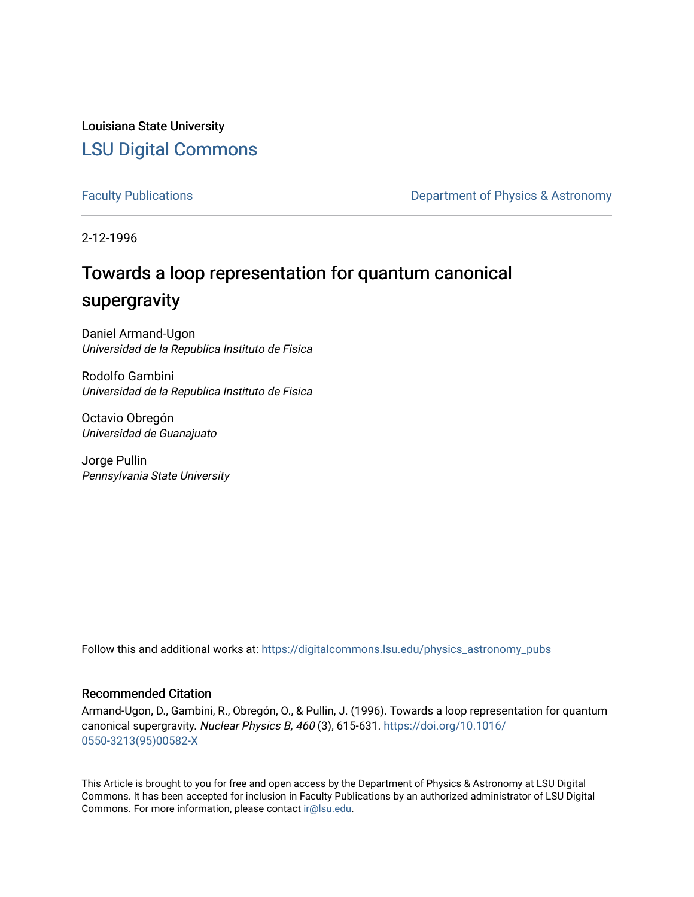Louisiana State University

# LSU Digital Commons

Faculty Publications

Department of Physics & Astronomy

2-12-1996

## Towards a loop representation for quantum canonical supergravity

Daniel Armand-Ugon
*Universidad de la Republica Instituto de Fisica*

Rodolfo Gambini
*Universidad de la Republica Instituto de Fisica*

Octavio Obregón
*Universidad de Guanajuato*

Jorge Pullin
*Pennsylvania State University*

Follow this and additional works at: https://digitalcommons.lsu.edu/physics_astronomy_pubs

### Recommended Citation

Armand-Ugon, D., Gambini, R., Obregón, O., & Pullin, J. (1996). Towards a loop representation for quantum canonical supergravity. *Nuclear Physics B, 460* (3), 615-631. https://doi.org/10.1016/0550-3213(95)00582-X

This Article is brought to you for free and open access by the Department of Physics & Astronomy at LSU Digital Commons. It has been accepted for inclusion in Faculty Publications by an authorized administrator of LSU Digital Commons. For more information, please contact ir@lsu.edu.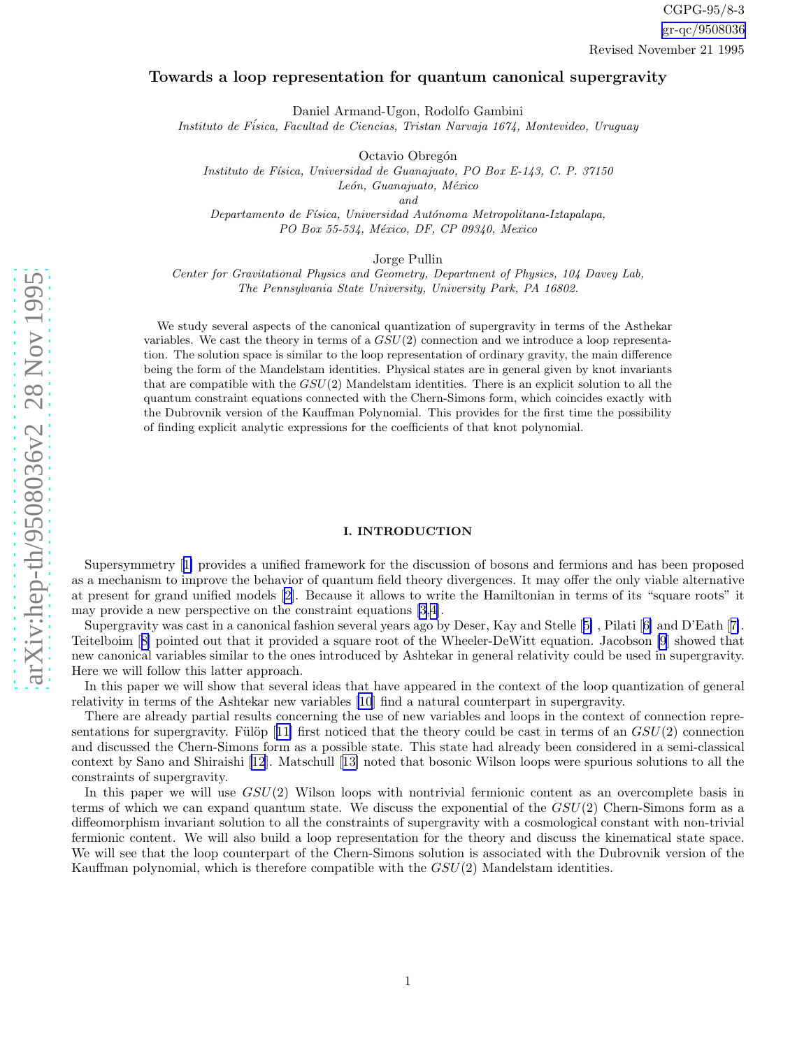CGPG-95/8-3

gr-qc/9508036

Revised November 21 1995

# Towards a loop representation for quantum canonical supergravity

Daniel Armand-Ugon, Rodolfo Gambini

*Instituto de Física, Facultad de Ciencias, Tristan Narvaja 1674, Montevideo, Uruguay*

Octavio Obregón

*Instituto de Física, Universidad de Guanajuato, PO Box E-143, C. P. 37150*
*León, Guanajuato, México*
*and*
*Departamento de Física, Universidad Autónoma Metropolitana-Iztapalapa,*
*PO Box 55-534, México, DF, CP 09340, Mexico*

Jorge Pullin

*Center for Gravitational Physics and Geometry, Department of Physics, 104 Davey Lab,*
*The Pennsylvania State University, University Park, PA 16802.*

We study several aspects of the canonical quantization of supergravity in terms of the Asthekar variables. We cast the theory in terms of a $GSU(2)$ connection and we introduce a loop representation. The solution space is similar to the loop representation of ordinary gravity, the main difference being the form of the Mandelstam identities. Physical states are in general given by knot invariants that are compatible with the $GSU(2)$ Mandelstam identities. There is an explicit solution to all the quantum constraint equations connected with the Chern-Simons form, which coincides exactly with the Dubrovnik version of the Kauffman Polynomial. This provides for the first time the possibility of finding explicit analytic expressions for the coefficients of that knot polynomial.

## I. INTRODUCTION

Supersymmetry [1] provides a unified framework for the discussion of bosons and fermions and has been proposed as a mechanism to improve the behavior of quantum field theory divergences. It may offer the only viable alternative at present for grand unified models [2]. Because it allows to write the Hamiltonian in terms of its "square roots" it may provide a new perspective on the constraint equations [3,4].

Supergravity was cast in a canonical fashion several years ago by Deser, Kay and Stelle [5] , Pilati [6] and D'Eath [7]. Teitelboim [8] pointed out that it provided a square root of the Wheeler-DeWitt equation. Jacobson [9] showed that new canonical variables similar to the ones introduced by Ashtekar in general relativity could be used in supergravity. Here we will follow this latter approach.

In this paper we will show that several ideas that have appeared in the context of the loop quantization of general relativity in terms of the Ashtekar new variables [10] find a natural counterpart in supergravity.

There are already partial results concerning the use of new variables and loops in the context of connection representations for supergravity. Fülöp [11] first noticed that the theory could be cast in terms of an $GSU(2)$ connection and discussed the Chern-Simons form as a possible state. This state had already been considered in a semi-classical context by Sano and Shiraishi [12]. Matschull [13] noted that bosonic Wilson loops were spurious solutions to all the constraints of supergravity.

In this paper we will use $GSU(2)$ Wilson loops with nontrivial fermionic content as an overcomplete basis in terms of which we can expand quantum state. We discuss the exponential of the $GSU(2)$ Chern-Simons form as a diffeomorphism invariant solution to all the constraints of supergravity with a cosmological constant with non-trivial fermionic content. We will also build a loop representation for the theory and discuss the kinematical state space. We will see that the loop counterpart of the Chern-Simons solution is associated with the Dubrovnik version of the Kauffman polynomial, which is therefore compatible with the $GSU(2)$ Mandelstam identities.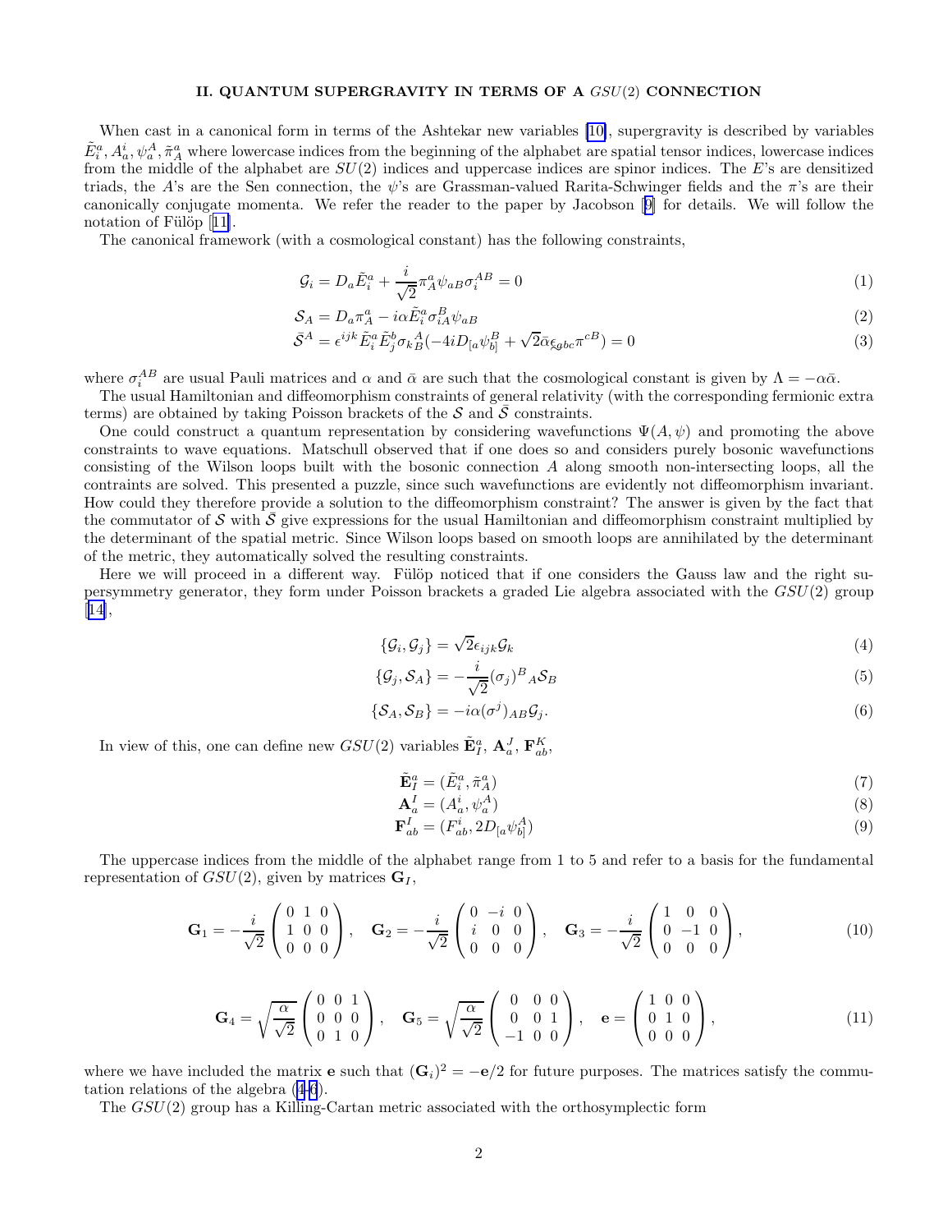## II. QUANTUM SUPERGRAVITY IN TERMS OF A $GSU(2)$ CONNECTION

When cast in a canonical form in terms of the Ashtekar new variables [10], supergravity is described by variables $\tilde{E}^a_i, A^i_a, \psi^A_a, \tilde{\pi}^a_A$ where lowercase indices from the beginning of the alphabet are spatial tensor indices, lowercase indices from the middle of the alphabet are $SU(2)$ indices and uppercase indices are spinor indices. The $E$'s are densitized triads, the $A$'s are the Sen connection, the $\psi$'s are Grassman-valued Rarita-Schwinger fields and the $\pi$'s are their canonically conjugate momenta. We refer the reader to the paper by Jacobson [9] for details. We will follow the notation of Fülöp [11].

The canonical framework (with a cosmological constant) has the following constraints,

$$\mathcal{G}_i = D_a \tilde{E}^a_i + \frac{i}{\sqrt{2}} \pi^a_A \psi_{aB} \sigma^{AB}_i = 0 \tag{1}$$

$$\mathcal{S}_A = D_a \pi^a_A - i\alpha \tilde{E}^a_i \sigma^B_{iA} \psi_{aB} \tag{2}$$

$$\bar{\mathcal{S}}^A = \epsilon^{ijk} \tilde{E}^a_i \tilde{E}^b_j \sigma_k{}^A_B (-4i D_{[a} \psi^B_{b]} + \sqrt{2} \bar{\alpha} \epsilon_{abc} \pi^{cB}) = 0 \tag{3}$$

where $\sigma^{AB}_i$ are usual Pauli matrices and $\alpha$ and $\bar{\alpha}$ are such that the cosmological constant is given by $\Lambda = -\alpha\bar{\alpha}$.

The usual Hamiltonian and diffeomorphism constraints of general relativity (with the corresponding fermionic extra terms) are obtained by taking Poisson brackets of the $\mathcal{S}$ and $\bar{\mathcal{S}}$ constraints.

One could construct a quantum representation by considering wavefunctions $\Psi(A, \psi)$ and promoting the above constraints to wave equations. Matschull observed that if one does so and considers purely bosonic wavefunctions consisting of the Wilson loops built with the bosonic connection $A$ along smooth non-intersecting loops, all the contraints are solved. This presented a puzzle, since such wavefunctions are evidently not diffeomorphism invariant. How could they therefore provide a solution to the diffeomorphism constraint? The answer is given by the fact that the commutator of $\mathcal{S}$ with $\bar{\mathcal{S}}$ give expressions for the usual Hamiltonian and diffeomorphism constraint multiplied by the determinant of the spatial metric. Since Wilson loops based on smooth loops are annihilated by the determinant of the metric, they automatically solved the resulting constraints.

Here we will proceed in a different way. Fülöp noticed that if one considers the Gauss law and the right supersymmetry generator, they form under Poisson brackets a graded Lie algebra associated with the $GSU(2)$ group [14],

$$\{\mathcal{G}_i, \mathcal{G}_j\} = \sqrt{2} \epsilon_{ijk} \mathcal{G}_k \tag{4}$$

$$\{\mathcal{G}_j, \mathcal{S}_A\} = -\frac{i}{\sqrt{2}} (\sigma_j)^B{}_A \mathcal{S}_B \tag{5}$$

$$\{\mathcal{S}_A, \mathcal{S}_B\} = -i\alpha (\sigma^j)_{AB} \mathcal{G}_j. \tag{6}$$

In view of this, one can define new $GSU(2)$ variables $\tilde{\mathbf{E}}^a_I$, $\mathbf{A}^J_a$, $\mathbf{F}^K_{ab}$,

$$\tilde{\mathbf{E}}^a_I = (\tilde{E}^a_i, \tilde{\pi}^a_A) \tag{7}$$

$$\mathbf{A}^I_a = (A^i_a, \psi^A_a) \tag{8}$$

$$\mathbf{F}^I_{ab} = (F^i_{ab}, 2D_{[a}\psi^A_{b]}) \tag{9}$$

The uppercase indices from the middle of the alphabet range from 1 to 5 and refer to a basis for the fundamental representation of $GSU(2)$, given by matrices $\mathbf{G}_I$,

$$\mathbf{G}_1 = -\frac{i}{\sqrt{2}} \begin{pmatrix} 0 & 1 & 0 \\ 1 & 0 & 0 \\ 0 & 0 & 0 \end{pmatrix}, \quad \mathbf{G}_2 = -\frac{i}{\sqrt{2}} \begin{pmatrix} 0 & -i & 0 \\ i & 0 & 0 \\ 0 & 0 & 0 \end{pmatrix}, \quad \mathbf{G}_3 = -\frac{i}{\sqrt{2}} \begin{pmatrix} 1 & 0 & 0 \\ 0 & -1 & 0 \\ 0 & 0 & 0 \end{pmatrix}, \tag{10}$$

$$\mathbf{G}_4 = \sqrt{\frac{\alpha}{\sqrt{2}}} \begin{pmatrix} 0 & 0 & 1 \\ 0 & 0 & 0 \\ 0 & 1 & 0 \end{pmatrix}, \quad \mathbf{G}_5 = \sqrt{\frac{\alpha}{\sqrt{2}}} \begin{pmatrix} 0 & 0 & 0 \\ 0 & 0 & 1 \\ -1 & 0 & 0 \end{pmatrix}, \quad \mathbf{e} = \begin{pmatrix} 1 & 0 & 0 \\ 0 & 1 & 0 \\ 0 & 0 & 0 \end{pmatrix}, \tag{11}$$

where we have included the matrix $\mathbf{e}$ such that $(\mathbf{G}_i)^2 = -\mathbf{e}/2$ for future purposes. The matrices satisfy the commutation relations of the algebra (4-6).

The $GSU(2)$ group has a Killing-Cartan metric associated with the orthosymplectic form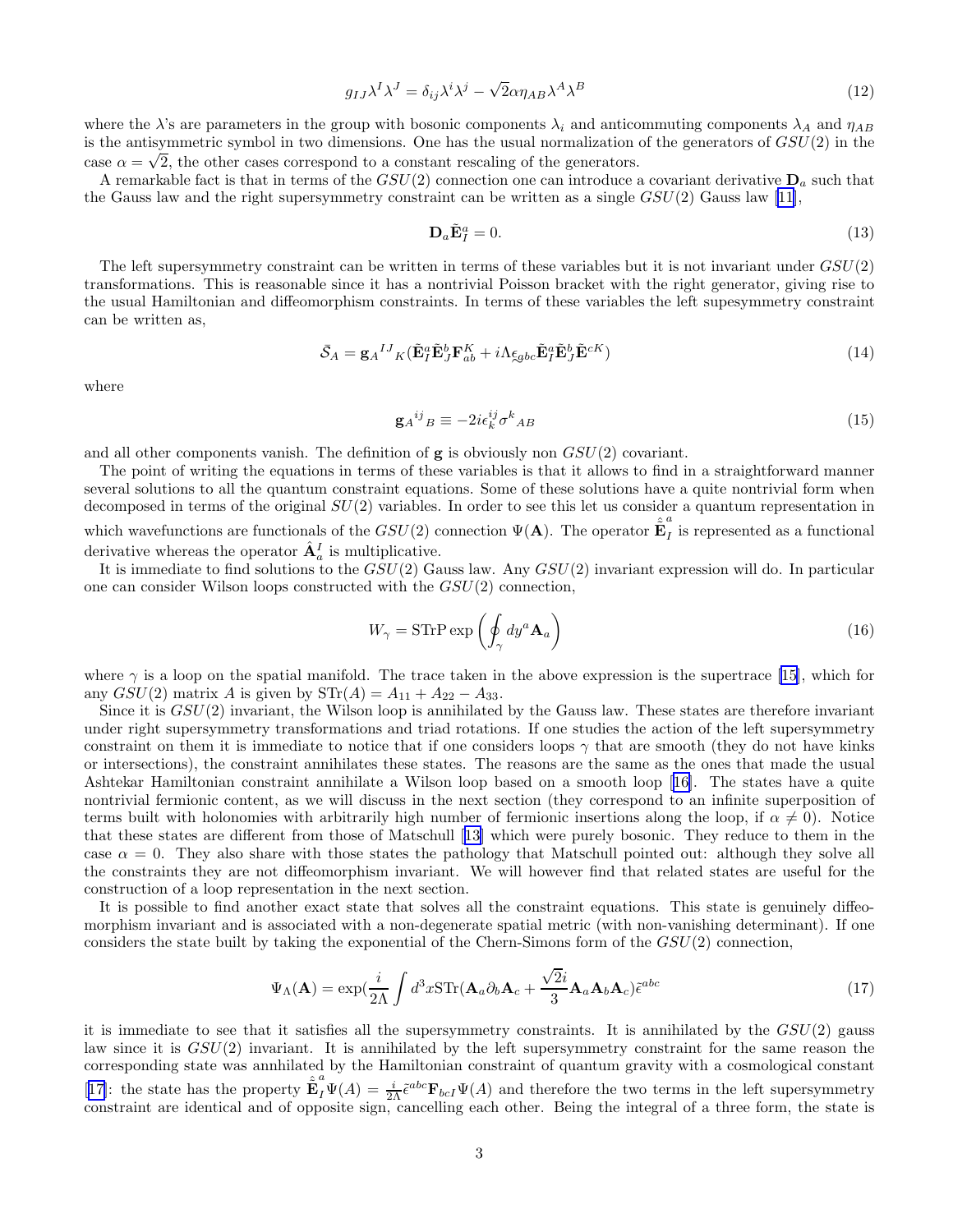$$
g_{IJ}\lambda^I\lambda^J = \delta_{ij}\lambda^i\lambda^j - \sqrt{2}\alpha\eta_{AB}\lambda^A\lambda^B \tag{12}
$$

where the $\lambda$'s are parameters in the group with bosonic components $\lambda_i$ and anticommuting components $\lambda_A$ and $\eta_{AB}$ is the antisymmetric symbol in two dimensions. One has the usual normalization of the generators of $GSU(2)$ in the case $\alpha = \sqrt{2}$, the other cases correspond to a constant rescaling of the generators.

A remarkable fact is that in terms of the $GSU(2)$ connection one can introduce a covariant derivative $\mathbf{D}_a$ such that the Gauss law and the right supersymmetry constraint can be written as a single $GSU(2)$ Gauss law [11],

$$
\mathbf{D}_a\tilde{\mathbf{E}}^a_I = 0. \tag{13}
$$

The left supersymmetry constraint can be written in terms of these variables but it is not invariant under $GSU(2)$ transformations. This is reasonable since it has a nontrivial Poisson bracket with the right generator, giving rise to the usual Hamiltonian and diffeomorphism constraints. In terms of these variables the left supesymmetry constraint can be written as,

$$
\bar{\mathcal{S}}_A = \mathbf{g}_A{}^{IJ}{}_K(\tilde{\mathbf{E}}^a_I\tilde{\mathbf{E}}^b_J\mathbf{F}^K_{ab} + i\Lambda\underset{\sim}{\epsilon}_{abc}\tilde{\mathbf{E}}^a_I\tilde{\mathbf{E}}^b_J\tilde{\mathbf{E}}^{cK}) \tag{14}
$$

where

$$
\mathbf{g}_A{}^{ij}{}_B \equiv -2i\epsilon^{ij}_k\sigma^k{}_{AB} \tag{15}
$$

and all other components vanish. The definition of $\mathbf{g}$ is obviously non $GSU(2)$ covariant.

The point of writing the equations in terms of these variables is that it allows to find in a straightforward manner several solutions to all the quantum constraint equations. Some of these solutions have a quite nontrivial form when decomposed in terms of the original $SU(2)$ variables. In order to see this let us consider a quantum representation in which wavefunctions are functionals of the $GSU(2)$ connection $\Psi(\mathbf{A})$. The operator $\hat{\tilde{\mathbf{E}}}^a_I$ is represented as a functional derivative whereas the operator $\hat{\mathbf{A}}^I_a$ is multiplicative.

It is immediate to find solutions to the $GSU(2)$ Gauss law. Any $GSU(2)$ invariant expression will do. In particular one can consider Wilson loops constructed with the $GSU(2)$ connection,

$$
W_\gamma = \mathrm{STrP}\exp\left(\oint_\gamma dy^a\mathbf{A}_a\right) \tag{16}
$$

where $\gamma$ is a loop on the spatial manifold. The trace taken in the above expression is the supertrace [15], which for any $GSU(2)$ matrix $A$ is given by $\mathrm{STr}(A) = A_{11} + A_{22} - A_{33}$.

Since it is $GSU(2)$ invariant, the Wilson loop is annihilated by the Gauss law. These states are therefore invariant under right supersymmetry transformations and triad rotations. If one studies the action of the left supersymmetry constraint on them it is immediate to notice that if one considers loops $\gamma$ that are smooth (they do not have kinks or intersections), the constraint annihilates these states. The reasons are the same as the ones that made the usual Ashtekar Hamiltonian constraint annihilate a Wilson loop based on a smooth loop [16]. The states have a quite nontrivial fermionic content, as we will discuss in the next section (they correspond to an infinite superposition of terms built with holonomies with arbitrarily high number of fermionic insertions along the loop, if $\alpha \neq 0$). Notice that these states are different from those of Matschull [13] which were purely bosonic. They reduce to them in the case $\alpha = 0$. They also share with those states the pathology that Matschull pointed out: although they solve all the constraints they are not diffeomorphism invariant. We will however find that related states are useful for the construction of a loop representation in the next section.

It is possible to find another exact state that solves all the constraint equations. This state is genuinely diffeomorphism invariant and is associated with a non-degenerate spatial metric (with non-vanishing determinant). If one considers the state built by taking the exponential of the Chern-Simons form of the $GSU(2)$ connection,

$$
\Psi_\Lambda(\mathbf{A}) = \exp\left(\frac{i}{2\Lambda}\int d^3x\,\mathrm{STr}(\mathbf{A}_a\partial_b\mathbf{A}_c + \frac{\sqrt{2}i}{3}\mathbf{A}_a\mathbf{A}_b\mathbf{A}_c)\tilde{\epsilon}^{abc}\right) \tag{17}
$$

it is immediate to see that it satisfies all the supersymmetry constraints. It is annihilated by the $GSU(2)$ gauss law since it is $GSU(2)$ invariant. It is annihilated by the left supersymmetry constraint for the same reason the corresponding state was annhilated by the Hamiltonian constraint of quantum gravity with a cosmological constant [17]: the state has the property $\hat{\tilde{\mathbf{E}}}^a_I\Psi(A) = \frac{i}{2\Lambda}\tilde{\epsilon}^{abc}\mathbf{F}_{bcI}\Psi(A)$ and therefore the two terms in the left supersymmetry constraint are identical and of opposite sign, cancelling each other. Being the integral of a three form, the state is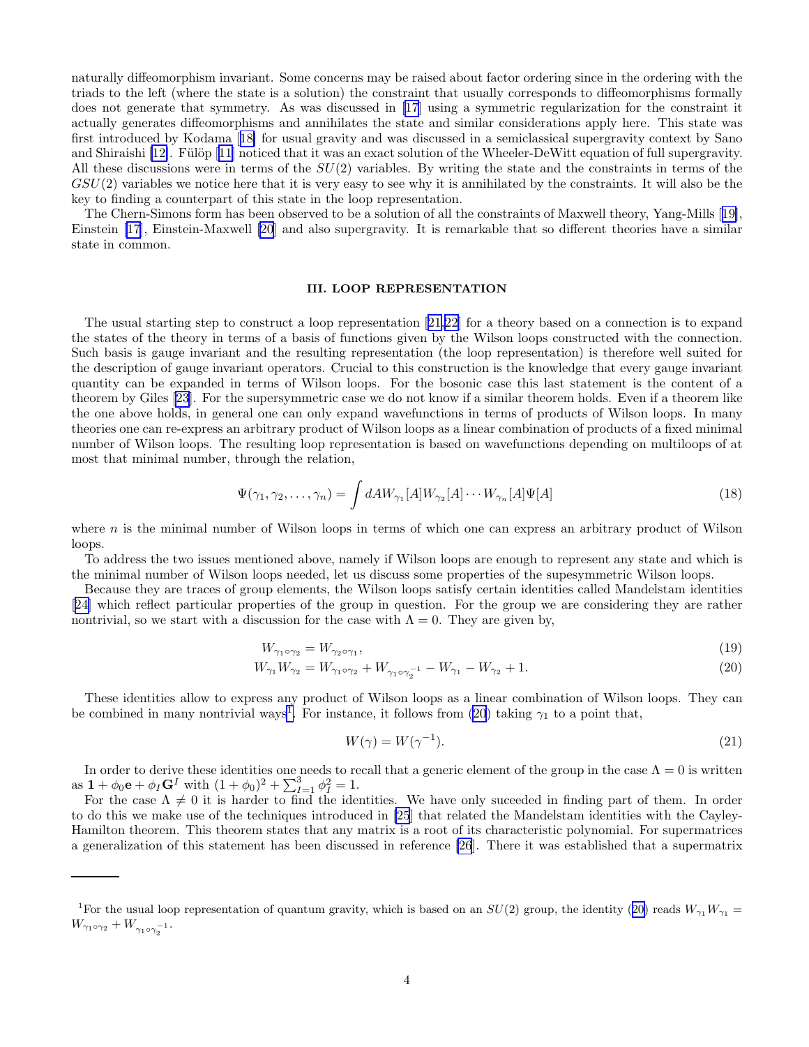naturally diffeomorphism invariant. Some concerns may be raised about factor ordering since in the ordering with the triads to the left (where the state is a solution) the constraint that usually corresponds to diffeomorphisms formally does not generate that symmetry. As was discussed in [17] using a symmetric regularization for the constraint it actually generates diffeomorphisms and annihilates the state and similar considerations apply here. This state was first introduced by Kodama [18] for usual gravity and was discussed in a semiclassical supergravity context by Sano and Shiraishi [12]. Fülöp [11] noticed that it was an exact solution of the Wheeler-DeWitt equation of full supergravity. All these discussions were in terms of the $SU(2)$ variables. By writing the state and the constraints in terms of the $GSU(2)$ variables we notice here that it is very easy to see why it is annihilated by the constraints. It will also be the key to finding a counterpart of this state in the loop representation.

The Chern-Simons form has been observed to be a solution of all the constraints of Maxwell theory, Yang-Mills [19], Einstein [17], Einstein-Maxwell [20] and also supergravity. It is remarkable that so different theories have a similar state in common.

## III. LOOP REPRESENTATION

The usual starting step to construct a loop representation [21,22] for a theory based on a connection is to expand the states of the theory in terms of a basis of functions given by the Wilson loops constructed with the connection. Such basis is gauge invariant and the resulting representation (the loop representation) is therefore well suited for the description of gauge invariant operators. Crucial to this construction is the knowledge that every gauge invariant quantity can be expanded in terms of Wilson loops. For the bosonic case this last statement is the content of a theorem by Giles [23]. For the supersymmetric case we do not know if a similar theorem holds. Even if a theorem like the one above holds, in general one can only expand wavefunctions in terms of products of Wilson loops. In many theories one can re-express an arbitrary product of Wilson loops as a linear combination of products of a fixed minimal number of Wilson loops. The resulting loop representation is based on wavefunctions depending on multiloops of at most that minimal number, through the relation,

$$\Psi(\gamma_1, \gamma_2, \ldots, \gamma_n) = \int dA W_{\gamma_1}[A] W_{\gamma_2}[A] \cdots W_{\gamma_n}[A] \Psi[A] \tag{18}$$

where $n$ is the minimal number of Wilson loops in terms of which one can express an arbitrary product of Wilson loops.

To address the two issues mentioned above, namely if Wilson loops are enough to represent any state and which is the minimal number of Wilson loops needed, let us discuss some properties of the supesymmetric Wilson loops.

Because they are traces of group elements, the Wilson loops satisfy certain identities called Mandelstam identities [24] which reflect particular properties of the group in question. For the group we are considering they are rather nontrivial, so we start with a discussion for the case with $\Lambda = 0$. They are given by,

$$W_{\gamma_1 \circ \gamma_2} = W_{\gamma_2 \circ \gamma_1}, \tag{19}$$

$$W_{\gamma_1} W_{\gamma_2} = W_{\gamma_1 \circ \gamma_2} + W_{\gamma_1 \circ \gamma_2^{-1}} - W_{\gamma_1} - W_{\gamma_2} + 1. \tag{20}$$

These identities allow to express any product of Wilson loops as a linear combination of Wilson loops. They can be combined in many nontrivial ways[1]. For instance, it follows from (20) taking $\gamma_1$ to a point that,

$$W(\gamma) = W(\gamma^{-1}). \tag{21}$$

In order to derive these identities one needs to recall that a generic element of the group in the case $\Lambda = 0$ is written as $\mathbf{1} + \phi_0 \mathbf{e} + \phi_I \mathbf{G}^I$ with $(1 + \phi_0)^2 + \sum_{I=1}^{3} \phi_I^2 = 1$.

For the case $\Lambda \neq 0$ it is harder to find the identities. We have only suceeded in finding part of them. In order to do this we make use of the techniques introduced in [25] that related the Mandelstam identities with the Cayley-Hamilton theorem. This theorem states that any matrix is a root of its characteristic polynomial. For supermatrices a generalization of this statement has been discussed in reference [26]. There it was established that a supermatrix

---

[1] For the usual loop representation of quantum gravity, which is based on an $SU(2)$ group, the identity (20) reads $W_{\gamma_1} W_{\gamma_1} = W_{\gamma_1 \circ \gamma_2} + W_{\gamma_1 \circ \gamma_2^{-1}}$.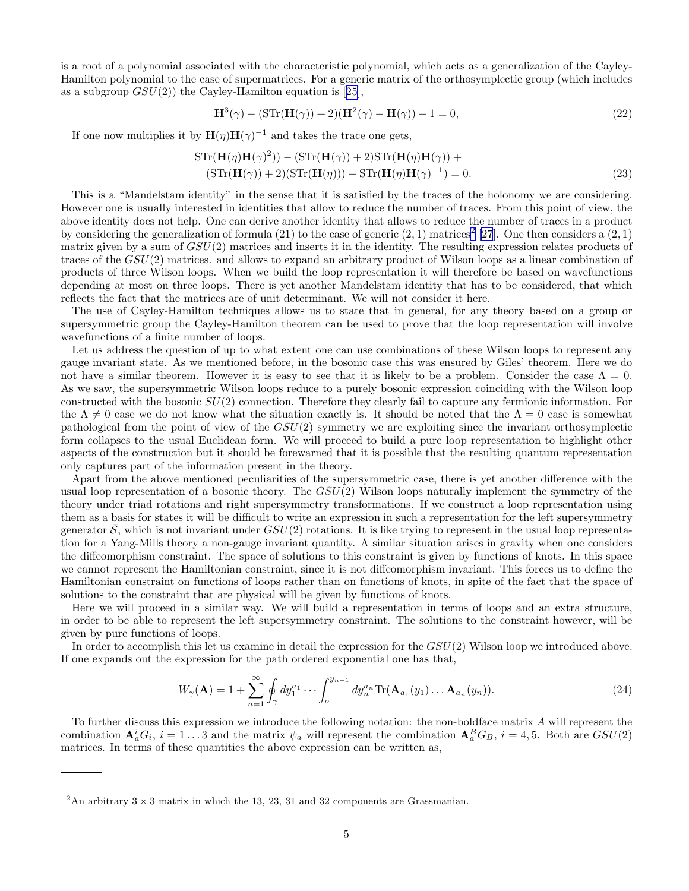is a root of a polynomial associated with the characteristic polynomial, which acts as a generalization of the Cayley-Hamilton polynomial to the case of supermatrices. For a generic matrix of the orthosymplectic group (which includes as a subgroup $GSU(2)$) the Cayley-Hamilton equation is [25],

$$\mathbf{H}^3(\gamma) - (\mathrm{STr}(\mathbf{H}(\gamma)) + 2)(\mathbf{H}^2(\gamma) - \mathbf{H}(\gamma)) - 1 = 0, \tag{22}$$

If one now multiplies it by $\mathbf{H}(\eta)\mathbf{H}(\gamma)^{-1}$ and takes the trace one gets,

$$\begin{aligned}
&\mathrm{STr}(\mathbf{H}(\eta)\mathbf{H}(\gamma)^2)) - (\mathrm{STr}(\mathbf{H}(\gamma)) + 2)\mathrm{STr}(\mathbf{H}(\eta)\mathbf{H}(\gamma)) + \\
&(\mathrm{STr}(\mathbf{H}(\gamma)) + 2)(\mathrm{STr}(\mathbf{H}(\eta))) - \mathrm{STr}(\mathbf{H}(\eta)\mathbf{H}(\gamma)^{-1}) = 0.
\end{aligned} \tag{23}$$

This is a "Mandelstam identity" in the sense that it is satisfied by the traces of the holonomy we are considering. However one is usually interested in identities that allow to reduce the number of traces. From this point of view, the above identity does not help. One can derive another identity that allows to reduce the number of traces in a product by considering the generalization of formula (21) to the case of generic $(2,1)$ matrices[2] [27]. One then considers a $(2,1)$ matrix given by a sum of $GSU(2)$ matrices and inserts it in the identity. The resulting expression relates products of traces of the $GSU(2)$ matrices. and allows to expand an arbitrary product of Wilson loops as a linear combination of products of three Wilson loops. When we build the loop representation it will therefore be based on wavefunctions depending at most on three loops. There is yet another Mandelstam identity that has to be considered, that which reflects the fact that the matrices are of unit determinant. We will not consider it here.

The use of Cayley-Hamilton techniques allows us to state that in general, for any theory based on a group or supersymmetric group the Cayley-Hamilton theorem can be used to prove that the loop representation will involve wavefunctions of a finite number of loops.

Let us address the question of up to what extent one can use combinations of these Wilson loops to represent any gauge invariant state. As we mentioned before, in the bosonic case this was ensured by Giles' theorem. Here we do not have a similar theorem. However it is easy to see that it is likely to be a problem. Consider the case $\Lambda = 0$. As we saw, the supersymmetric Wilson loops reduce to a purely bosonic expression coinciding with the Wilson loop constructed with the bosonic $SU(2)$ connection. Therefore they clearly fail to capture any fermionic information. For the $\Lambda \neq 0$ case we do not know what the situation exactly is. It should be noted that the $\Lambda = 0$ case is somewhat pathological from the point of view of the $GSU(2)$ symmetry we are exploiting since the invariant orthosymplectic form collapses to the usual Euclidean form. We will proceed to build a pure loop representation to highlight other aspects of the construction but it should be forewarned that it is possible that the resulting quantum representation only captures part of the information present in the theory.

Apart from the above mentioned peculiarities of the supersymmetric case, there is yet another difference with the usual loop representation of a bosonic theory. The $GSU(2)$ Wilson loops naturally implement the symmetry of the theory under triad rotations and right supersymmetry transformations. If we construct a loop representation using them as a basis for states it will be difficult to write an expression in such a representation for the left supersymmetry generator $\bar{\mathcal{S}}$, which is not invariant under $GSU(2)$ rotations. It is like trying to represent in the usual loop representation for a Yang-Mills theory a non-gauge invariant quantity. A similar situation arises in gravity when one considers the diffeomorphism constraint. The space of solutions to this constraint is given by functions of knots. In this space we cannot represent the Hamiltonian constraint, since it is not diffeomorphism invariant. This forces us to define the Hamiltonian constraint on functions of loops rather than on functions of knots, in spite of the fact that the space of solutions to the constraint that are physical will be given by functions of knots.

Here we will proceed in a similar way. We will build a representation in terms of loops and an extra structure, in order to be able to represent the left supersymmetry constraint. The solutions to the constraint however, will be given by pure functions of loops.

In order to accomplish this let us examine in detail the expression for the $GSU(2)$ Wilson loop we introduced above. If one expands out the expression for the path ordered exponential one has that,

$$W_\gamma(\mathbf{A}) = 1 + \sum_{n=1}^{\infty} \oint_\gamma dy_1^{a_1} \cdots \int_o^{y_{n-1}} dy_n^{a_n} \mathrm{Tr}(\mathbf{A}_{a_1}(y_1) \ldots \mathbf{A}_{a_n}(y_n)). \tag{24}$$

To further discuss this expression we introduce the following notation: the non-boldface matrix $A$ will represent the combination $\mathbf{A}_a^i G_i$, $i = 1 \ldots 3$ and the matrix $\psi_a$ will represent the combination $\mathbf{A}_a^B G_B$, $i = 4, 5$. Both are $GSU(2)$ matrices. In terms of these quantities the above expression can be written as,

---

[2] An arbitrary $3 \times 3$ matrix in which the 13, 23, 31 and 32 components are Grassmanian.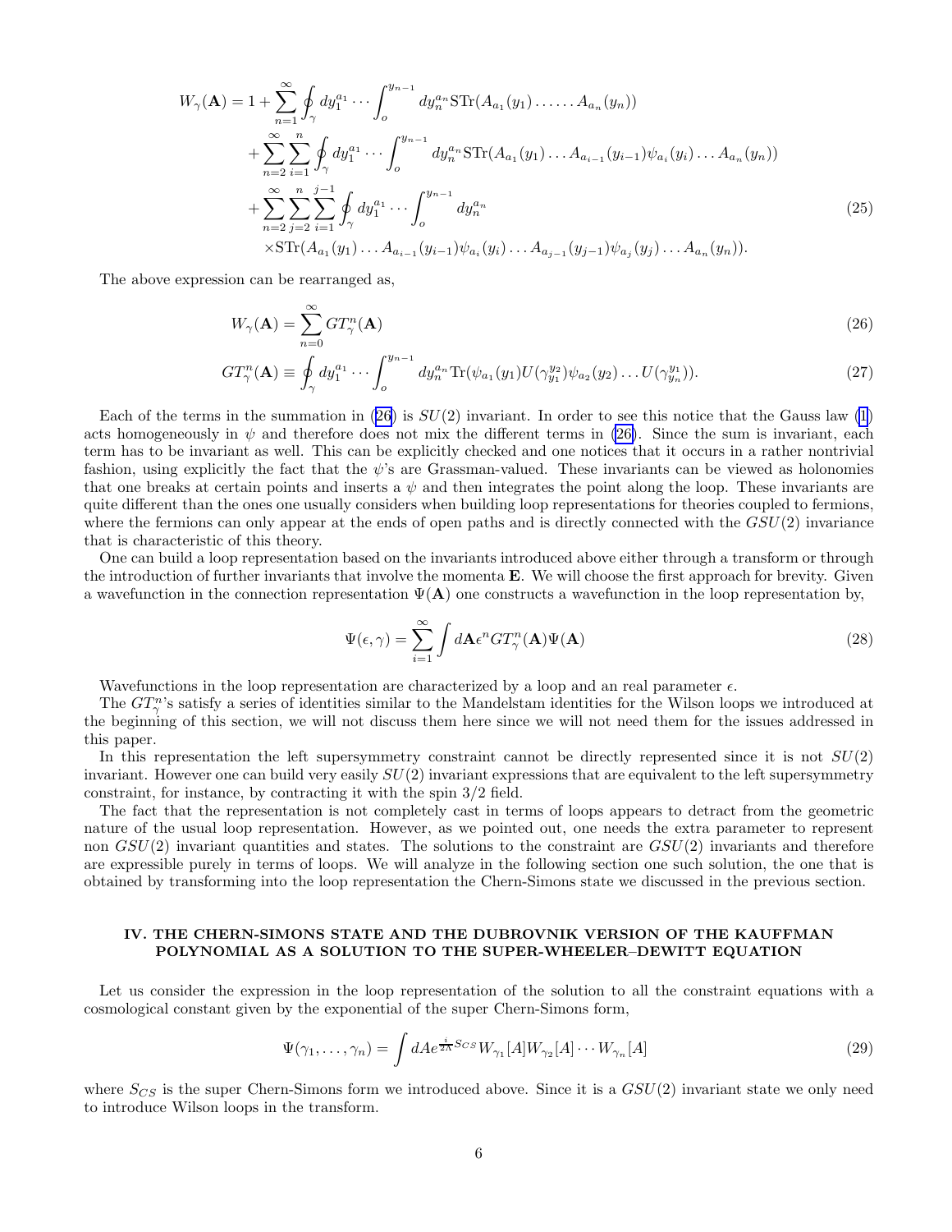$$
\begin{aligned}
W_\gamma(\mathbf{A}) = 1 &+ \sum_{n=1}^{\infty} \oint_\gamma dy_1^{a_1} \cdots \int_o^{y_{n-1}} dy_n^{a_n} \mathrm{STr}(A_{a_1}(y_1) \ldots\ldots A_{a_n}(y_n)) \\
&+ \sum_{n=2}^{\infty} \sum_{i=1}^{n} \oint_\gamma dy_1^{a_1} \cdots \int_o^{y_{n-1}} dy_n^{a_n} \mathrm{STr}(A_{a_1}(y_1) \ldots A_{a_{i-1}}(y_{i-1}) \psi_{a_i}(y_i) \ldots A_{a_n}(y_n)) \\
&+ \sum_{n=2}^{\infty} \sum_{j=2}^{n} \sum_{i=1}^{j-1} \oint_\gamma dy_1^{a_1} \cdots \int_o^{y_{n-1}} dy_n^{a_n} \\
&\times \mathrm{STr}(A_{a_1}(y_1) \ldots A_{a_{i-1}}(y_{i-1}) \psi_{a_i}(y_i) \ldots A_{a_{j-1}}(y_{j-1}) \psi_{a_j}(y_j) \ldots A_{a_n}(y_n)).
\end{aligned}
\tag{25}
$$

The above expression can be rearranged as,

$$
W_\gamma(\mathbf{A}) = \sum_{n=0}^{\infty} GT_\gamma^n(\mathbf{A}) \tag{26}
$$

$$
GT_\gamma^n(\mathbf{A}) \equiv \oint_\gamma dy_1^{a_1} \cdots \int_o^{y_{n-1}} dy_n^{a_n} \mathrm{Tr}(\psi_{a_1}(y_1) U(\gamma_{y_1}^{y_2}) \psi_{a_2}(y_2) \ldots U(\gamma_{y_n}^{y_1})). \tag{27}
$$

Each of the terms in the summation in (26) is $SU(2)$ invariant. In order to see this notice that the Gauss law (1) acts homogeneously in $\psi$ and therefore does not mix the different terms in (26). Since the sum is invariant, each term has to be invariant as well. This can be explicitly checked and one notices that it occurs in a rather nontrivial fashion, using explicitly the fact that the $\psi$'s are Grassman-valued. These invariants can be viewed as holonomies that one breaks at certain points and inserts a $\psi$ and then integrates the point along the loop. These invariants are quite different than the ones one usually considers when building loop representations for theories coupled to fermions, where the fermions can only appear at the ends of open paths and is directly connected with the $GSU(2)$ invariance that is characteristic of this theory.

One can build a loop representation based on the invariants introduced above either through a transform or through the introduction of further invariants that involve the momenta $\mathbf{E}$. We will choose the first approach for brevity. Given a wavefunction in the connection representation $\Psi(\mathbf{A})$ one constructs a wavefunction in the loop representation by,

$$
\Psi(\epsilon, \gamma) = \sum_{i=1}^{\infty} \int d\mathbf{A} \epsilon^n GT_\gamma^n(\mathbf{A}) \Psi(\mathbf{A}) \tag{28}
$$

Wavefunctions in the loop representation are characterized by a loop and an real parameter $\epsilon$.

The $GT_\gamma^n$'s satisfy a series of identities similar to the Mandelstam identities for the Wilson loops we introduced at the beginning of this section, we will not discuss them here since we will not need them for the issues addressed in this paper.

In this representation the left supersymmetry constraint cannot be directly represented since it is not $SU(2)$ invariant. However one can build very easily $SU(2)$ invariant expressions that are equivalent to the left supersymmetry constraint, for instance, by contracting it with the spin 3/2 field.

The fact that the representation is not completely cast in terms of loops appears to detract from the geometric nature of the usual loop representation. However, as we pointed out, one needs the extra parameter to represent non $GSU(2)$ invariant quantities and states. The solutions to the constraint are $GSU(2)$ invariants and therefore are expressible purely in terms of loops. We will analyze in the following section one such solution, the one that is obtained by transforming into the loop representation the Chern-Simons state we discussed in the previous section.

## IV. THE CHERN-SIMONS STATE AND THE DUBROVNIK VERSION OF THE KAUFFMAN POLYNOMIAL AS A SOLUTION TO THE SUPER-WHEELER–DEWITT EQUATION

Let us consider the expression in the loop representation of the solution to all the constraint equations with a cosmological constant given by the exponential of the super Chern-Simons form,

$$
\Psi(\gamma_1, \ldots, \gamma_n) = \int dA e^{\frac{i}{2\lambda} S_{CS}} W_{\gamma_1}[A] W_{\gamma_2}[A] \cdots W_{\gamma_n}[A] \tag{29}
$$

where $S_{CS}$ is the super Chern-Simons form we introduced above. Since it is a $GSU(2)$ invariant state we only need to introduce Wilson loops in the transform.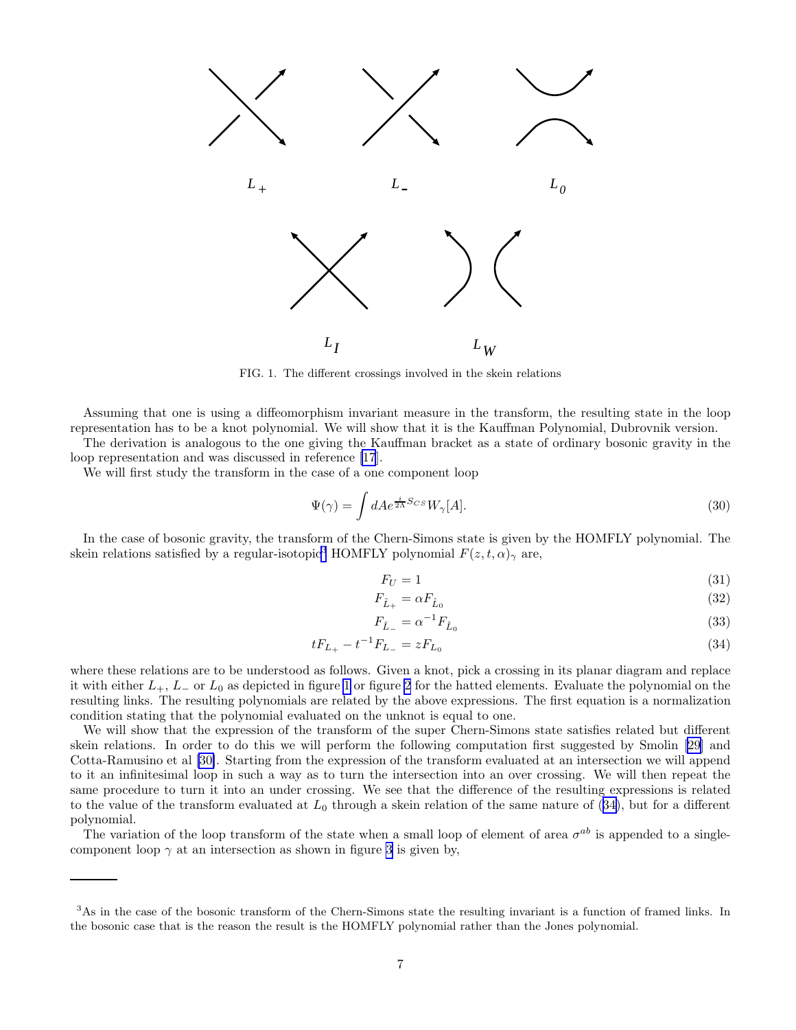FIG. 1. The different crossings involved in the skein relations

Assuming that one is using a diffeomorphism invariant measure in the transform, the resulting state in the loop representation has to be a knot polynomial. We will show that it is the Kauffman Polynomial, Dubrovnik version.

The derivation is analogous to the one giving the Kauffman bracket as a state of ordinary bosonic gravity in the loop representation and was discussed in reference [17].

We will first study the transform in the case of a one component loop

$$\Psi(\gamma) = \int dA e^{\frac{i}{2\Lambda}S_{CS}} W_\gamma[A]. \tag{30}$$

In the case of bosonic gravity, the transform of the Chern-Simons state is given by the HOMFLY polynomial. The skein relations satisfied by a regular-isotopic[3] HOMFLY polynomial $F(z,t,\alpha)_\gamma$ are,

$$F_U = 1 \tag{31}$$

$$F_{\hat{L}_+} = \alpha F_{\hat{L}_0} \tag{32}$$

$$F_{\hat{L}_-} = \alpha^{-1} F_{\hat{L}_0} \tag{33}$$

$$tF_{L_+} - t^{-1}F_{L_-} = zF_{L_0} \tag{34}$$

where these relations are to be understood as follows. Given a knot, pick a crossing in its planar diagram and replace it with either $L_+$, $L_-$ or $L_0$ as depicted in figure 1 or figure 2 for the hatted elements. Evaluate the polynomial on the resulting links. The resulting polynomials are related by the above expressions. The first equation is a normalization condition stating that the polynomial evaluated on the unknot is equal to one.

We will show that the expression of the transform of the super Chern-Simons state satisfies related but different skein relations. In order to do this we will perform the following computation first suggested by Smolin [29] and Cotta-Ramusino et al [30]. Starting from the expression of the transform evaluated at an intersection we will append to it an infinitesimal loop in such a way as to turn the intersection into an over crossing. We will then repeat the same procedure to turn it into an under crossing. We see that the difference of the resulting expressions is related to the value of the transform evaluated at $L_0$ through a skein relation of the same nature of (34), but for a different polynomial.

The variation of the loop transform of the state when a small loop of element of area $\sigma^{ab}$ is appended to a single-component loop $\gamma$ at an intersection as shown in figure 3 is given by,

[3] As in the case of the bosonic transform of the Chern-Simons state the resulting invariant is a function of framed links. In the bosonic case that is the reason the result is the HOMFLY polynomial rather than the Jones polynomial.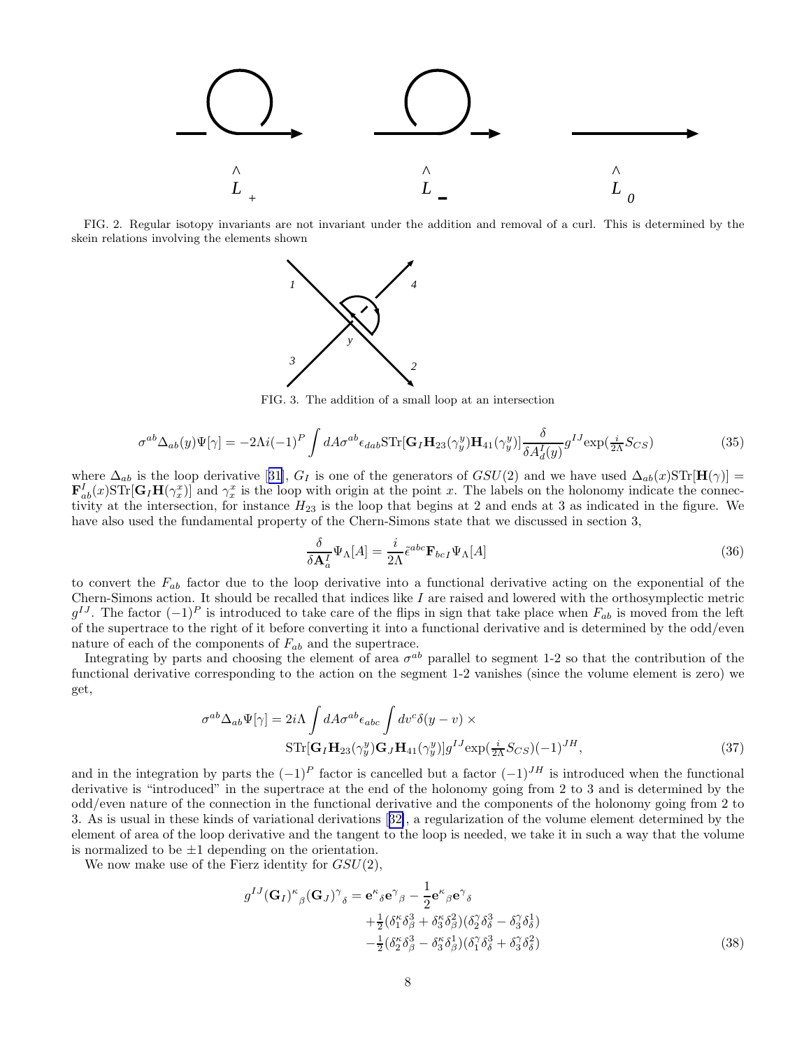FIG. 2. Regular isotopy invariants are not invariant under the addition and removal of a curl. This is determined by the skein relations involving the elements shown

FIG. 3. The addition of a small loop at an intersection

$$\sigma^{ab}\Delta_{ab}(y)\Psi[\gamma] = -2\Lambda i(-1)^P \int dA\sigma^{ab}\epsilon_{dab}\mathrm{STr}[\mathbf{G}_I\mathbf{H}_{23}(\gamma_y^y)\mathbf{H}_{41}(\gamma_y^y)]\frac{\delta}{\delta A_d^I(y)}g^{IJ}\exp(\tfrac{i}{2\Lambda}S_{CS}) \tag{35}$$

where $\Delta_{ab}$ is the loop derivative [31], $G_I$ is one of the generators of $GSU(2)$ and we have used $\Delta_{ab}(x)\mathrm{STr}[\mathbf{H}(\gamma)] = \mathbf{F}^I_{ab}(x)\mathrm{STr}[\mathbf{G}_I\mathbf{H}(\gamma_x^x)]$ and $\gamma_x^x$ is the loop with origin at the point $x$. The labels on the holonomy indicate the connectivity at the intersection, for instance $H_{23}$ is the loop that begins at 2 and ends at 3 as indicated in the figure. We have also used the fundamental property of the Chern-Simons state that we discussed in section 3,

$$\frac{\delta}{\delta \mathbf{A}_a^I}\Psi_\Lambda[A] = \frac{i}{2\Lambda}\tilde{\epsilon}^{abc}\mathbf{F}_{bcI}\Psi_\Lambda[A] \tag{36}$$

to convert the $F_{ab}$ factor due to the loop derivative into a functional derivative acting on the exponential of the Chern-Simons action. It should be recalled that indices like $I$ are raised and lowered with the orthosymplectic metric $g^{IJ}$. The factor $(-1)^P$ is introduced to take care of the flips in sign that take place when $F_{ab}$ is moved from the left of the supertrace to the right of it before converting it into a functional derivative and is determined by the odd/even nature of each of the components of $F_{ab}$ and the supertrace.

Integrating by parts and choosing the element of area $\sigma^{ab}$ parallel to segment 1-2 so that the contribution of the functional derivative corresponding to the action on the segment 1-2 vanishes (since the volume element is zero) we get,

$$\sigma^{ab}\Delta_{ab}\Psi[\gamma] = 2i\Lambda \int dA\sigma^{ab}\epsilon_{abc}\int dv^c\delta(y-v) \times \\ \mathrm{STr}[\mathbf{G}_I\mathbf{H}_{23}(\gamma_y^y)\mathbf{G}_J\mathbf{H}_{41}(\gamma_y^y)]g^{IJ}\exp(\tfrac{i}{2\Lambda}S_{CS})(-1)^{JH}, \tag{37}$$

and in the integration by parts the $(-1)^P$ factor is cancelled but a factor $(-1)^{JH}$ is introduced when the functional derivative is "introduced" in the supertrace at the end of the holonomy going from 2 to 3 and is determined by the odd/even nature of the connection in the functional derivative and the components of the holonomy going from 2 to 3. As is usual in these kinds of variational derivations [32], a regularization of the volume element determined by the element of area of the loop derivative and the tangent to the loop is needed, we take it in such a way that the volume is normalized to be $\pm 1$ depending on the orientation.

We now make use of the Fierz identity for $GSU(2)$,

$$\begin{aligned} g^{IJ}(\mathbf{G}_I)^\kappa{}_\beta(\mathbf{G}_J)^\gamma{}_\delta = {} & \mathbf{e}^\kappa{}_\delta\mathbf{e}^\gamma{}_\beta - \frac{1}{2}\mathbf{e}^\kappa{}_\beta\mathbf{e}^\gamma{}_\delta \\ & +\tfrac{1}{2}(\delta^\kappa_1\delta^3_\beta + \delta^\kappa_3\delta^2_\beta)(\delta^\gamma_2\delta^3_\delta - \delta^\gamma_3\delta^1_\delta) \\ & -\tfrac{1}{2}(\delta^\kappa_2\delta^3_\beta - \delta^\kappa_3\delta^1_\beta)(\delta^\gamma_1\delta^3_\delta + \delta^\gamma_3\delta^2_\delta) \end{aligned} \tag{38}$$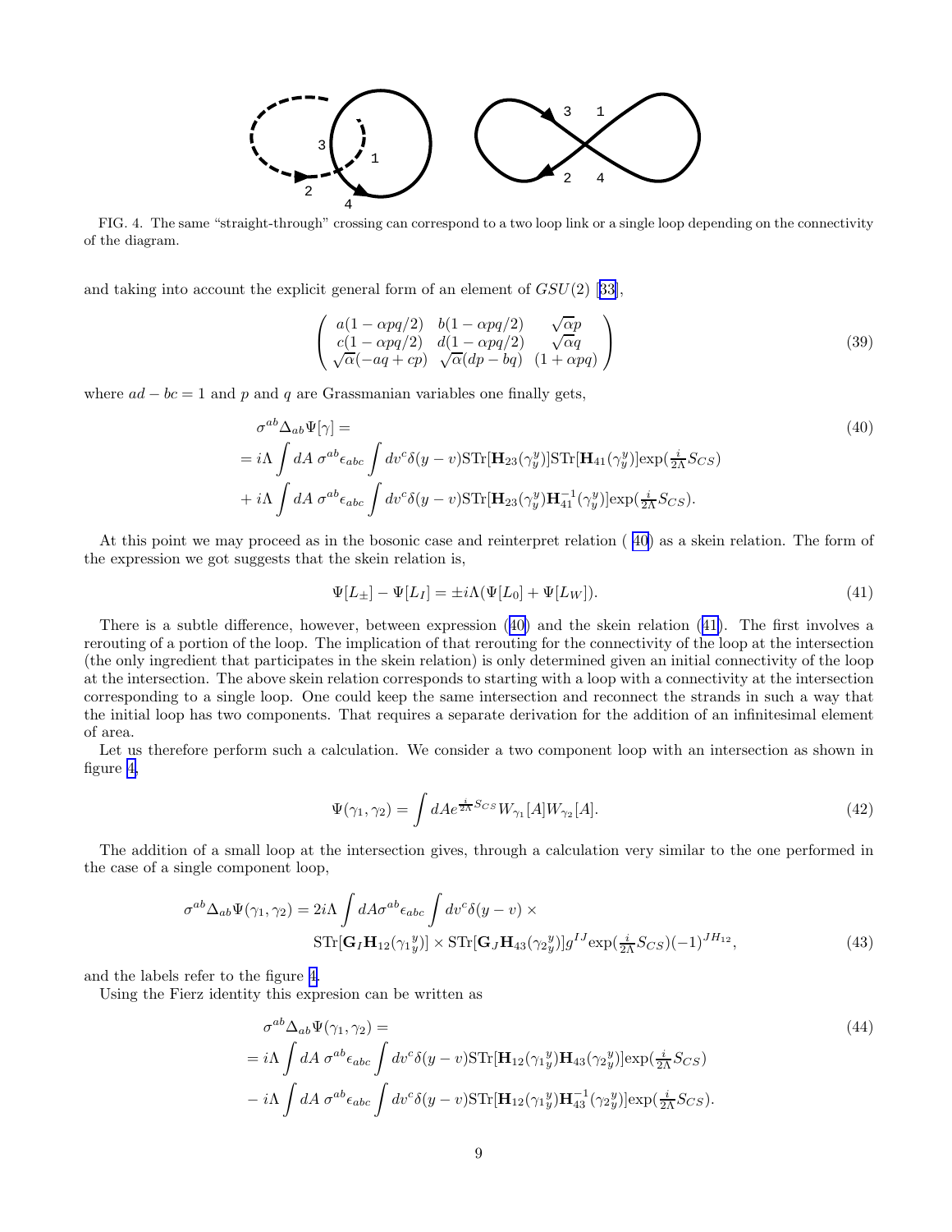FIG. 4. The same "straight-through" crossing can correspond to a two loop link or a single loop depending on the connectivity of the diagram.

and taking into account the explicit general form of an element of $GSU(2)$ [33],

$$
\begin{pmatrix} a(1-\alpha pq/2) & b(1-\alpha pq/2) & \sqrt{\alpha}p \\ c(1-\alpha pq/2) & d(1-\alpha pq/2) & \sqrt{\alpha}q \\ \sqrt{\alpha}(-aq+cp) & \sqrt{\alpha}(dp-bq) & (1+\alpha pq) \end{pmatrix} \tag{39}
$$

where $ad-bc=1$ and $p$ and $q$ are Grassmanian variables one finally gets,

$$
\begin{aligned}
&\sigma^{ab}\Delta_{ab}\Psi[\gamma] = \\
&= i\Lambda \int dA\, \sigma^{ab}\epsilon_{abc}\int dv^c \delta(y-v)\mathrm{STr}[\mathbf{H}_{23}(\gamma_y^y)]\mathrm{STr}[\mathbf{H}_{41}(\gamma_y^y)]\exp(\tfrac{i}{2\Lambda}S_{CS}) \\
&+ i\Lambda \int dA\, \sigma^{ab}\epsilon_{abc}\int dv^c \delta(y-v)\mathrm{STr}[\mathbf{H}_{23}(\gamma_y^y)\mathbf{H}_{41}^{-1}(\gamma_y^y)]\exp(\tfrac{i}{2\Lambda}S_{CS}).
\end{aligned} \tag{40}
$$

At this point we may proceed as in the bosonic case and reinterpret relation (40) as a skein relation. The form of the expression we got suggests that the skein relation is,

$$
\Psi[L_\pm] - \Psi[L_I] = \pm i\Lambda(\Psi[L_0] + \Psi[L_W]). \tag{41}
$$

There is a subtle difference, however, between expression (40) and the skein relation (41). The first involves a rerouting of a portion of the loop. The implication of that rerouting for the connectivity of the loop at the intersection (the only ingredient that participates in the skein relation) is only determined given an initial connectivity of the loop at the intersection. The above skein relation corresponds to starting with a loop with a connectivity at the intersection corresponding to a single loop. One could keep the same intersection and reconnect the strands in such a way that the initial loop has two components. That requires a separate derivation for the addition of an infinitesimal element of area.

Let us therefore perform such a calculation. We consider a two component loop with an intersection as shown in figure 4,

$$
\Psi(\gamma_1,\gamma_2) = \int dA e^{\frac{i}{2\Lambda}S_{CS}} W_{\gamma_1}[A] W_{\gamma_2}[A]. \tag{42}
$$

The addition of a small loop at the intersection gives, through a calculation very similar to the one performed in the case of a single component loop,

$$
\begin{aligned}
\sigma^{ab}\Delta_{ab}\Psi(\gamma_1,\gamma_2) = 2i\Lambda \int dA \sigma^{ab}\epsilon_{abc}\int dv^c \delta(y-v) \times \\
\mathrm{STr}[\mathbf{G}_I \mathbf{H}_{12}(\gamma_1{}_y^y)] \times \mathrm{STr}[\mathbf{G}_J \mathbf{H}_{43}(\gamma_2{}_y^y)] g^{IJ}\exp(\tfrac{i}{2\Lambda}S_{CS})(-1)^{JH_{12}},
\end{aligned} \tag{43}
$$

and the labels refer to the figure 4.

Using the Fierz identity this expresion can be written as

$$
\begin{aligned}
&\sigma^{ab}\Delta_{ab}\Psi(\gamma_1,\gamma_2) = \\
&= i\Lambda \int dA\, \sigma^{ab}\epsilon_{abc}\int dv^c \delta(y-v)\mathrm{STr}[\mathbf{H}_{12}(\gamma_1{}_y^y)\mathbf{H}_{43}(\gamma_2{}_y^y)]\exp(\tfrac{i}{2\Lambda}S_{CS}) \\
&- i\Lambda \int dA\, \sigma^{ab}\epsilon_{abc}\int dv^c \delta(y-v)\mathrm{STr}[\mathbf{H}_{12}(\gamma_1{}_y^y)\mathbf{H}_{43}^{-1}(\gamma_2{}_y^y)]\exp(\tfrac{i}{2\Lambda}S_{CS}).
\end{aligned} \tag{44}
$$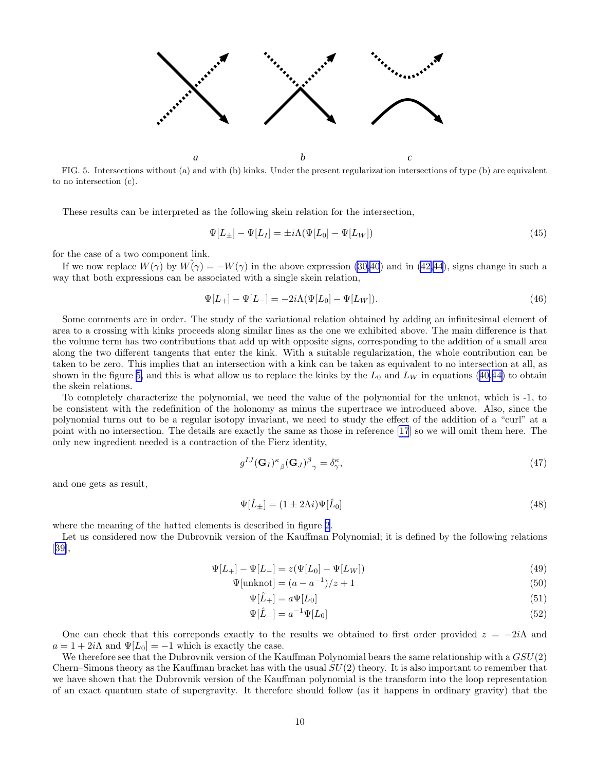FIG. 5. Intersections without (a) and with (b) kinks. Under the present regularization intersections of type (b) are equivalent to no intersection (c).

These results can be interpreted as the following skein relation for the intersection,

$$\Psi[L_{\pm}] - \Psi[L_I] = \pm i\Lambda(\Psi[L_0] - \Psi[L_W]) \tag{45}$$

for the case of a two component link.

If we now replace $W(\gamma)$ by $\hat{W(\gamma)} = -W(\gamma)$ in the above expression (30,40) and in (42,44), signs change in such a way that both expressions can be associated with a single skein relation,

$$\Psi[L_+] - \Psi[L_-] = -2i\Lambda(\Psi[L_0] - \Psi[L_W]). \tag{46}$$

Some comments are in order. The study of the variational relation obtained by adding an infinitesimal element of area to a crossing with kinks proceeds along similar lines as the one we exhibited above. The main difference is that the volume term has two contributions that add up with opposite signs, corresponding to the addition of a small area along the two different tangents that enter the kink. With a suitable regularization, the whole contribution can be taken to be zero. This implies that an intersection with a kink can be taken as equivalent to no intersection at all, as shown in the figure 5, and this is what allow us to replace the kinks by the $L_0$ and $L_W$ in equations (40,44) to obtain the skein relations.

To completely characterize the polynomial, we need the value of the polynomial for the unknot, which is -1, to be consistent with the redefinition of the holonomy as minus the supertrace we introduced above. Also, since the polynomial turns out to be a regular isotopy invariant, we need to study the effect of the addition of a "curl" at a point with no intersection. The details are exactly the same as those in reference [17] so we will omit them here. The only new ingredient needed is a contraction of the Fierz identity,

$$g^{IJ}(\mathbf{G}_I)^{\kappa}{}_{\beta}(\mathbf{G}_J)^{\beta}{}_{\gamma} = \delta^{\kappa}_{\gamma}, \tag{47}$$

and one gets as result,

$$\Psi[\hat{L}_{\pm}] = (1 \pm 2\Lambda i)\Psi[\hat{L}_0] \tag{48}$$

where the meaning of the hatted elements is described in figure 2.

Let us considered now the Dubrovnik version of the Kauffman Polynomial; it is defined by the following relations [39],

$$\Psi[L_+] - \Psi[L_-] = z(\Psi[L_0] - \Psi[L_W]) \tag{49}$$

$$\Psi[\text{unknot}] = (a - a^{-1})/z + 1 \tag{50}$$

$$\Psi[\hat{L}_+] = a\Psi[L_0] \tag{51}$$

$$\Psi[\hat{L}_-] = a^{-1}\Psi[L_0] \tag{52}$$

One can check that this correponds exactly to the results we obtained to first order provided $z = -2i\Lambda$ and $a = 1 + 2i\Lambda$ and $\Psi[L_0] = -1$ which is exactly the case.

We therefore see that the Dubrovnik version of the Kauffman Polynomial bears the same relationship with a $GSU(2)$ Chern–Simons theory as the Kauffman bracket has with the usual $SU(2)$ theory. It is also important to remember that we have shown that the Dubrovnik version of the Kauffman polynomial is the transform into the loop representation of an exact quantum state of supergravity. It therefore should follow (as it happens in ordinary gravity) that the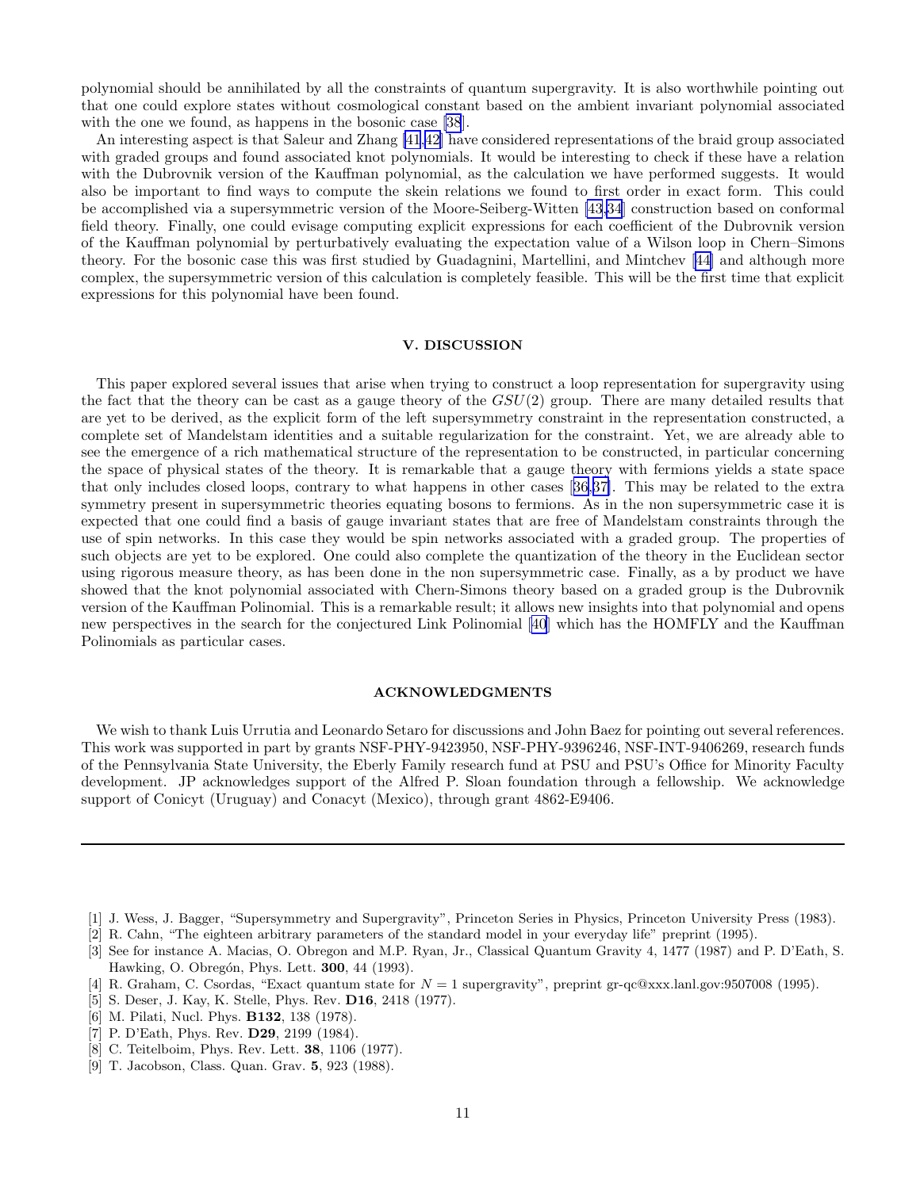polynomial should be annihilated by all the constraints of quantum supergravity. It is also worthwhile pointing out that one could explore states without cosmological constant based on the ambient invariant polynomial associated with the one we found, as happens in the bosonic case [38].

An interesting aspect is that Saleur and Zhang [41,42] have considered representations of the braid group associated with graded groups and found associated knot polynomials. It would be interesting to check if these have a relation with the Dubrovnik version of the Kauffman polynomial, as the calculation we have performed suggests. It would also be important to find ways to compute the skein relations we found to first order in exact form. This could be accomplished via a supersymmetric version of the Moore-Seiberg-Witten [43,34] construction based on conformal field theory. Finally, one could evisage computing explicit expressions for each coefficient of the Dubrovnik version of the Kauffman polynomial by perturbatively evaluating the expectation value of a Wilson loop in Chern–Simons theory. For the bosonic case this was first studied by Guadagnini, Martellini, and Mintchev [44] and although more complex, the supersymmetric version of this calculation is completely feasible. This will be the first time that explicit expressions for this polynomial have been found.

## V. DISCUSSION

This paper explored several issues that arise when trying to construct a loop representation for supergravity using the fact that the theory can be cast as a gauge theory of the $GSU(2)$ group. There are many detailed results that are yet to be derived, as the explicit form of the left supersymmetry constraint in the representation constructed, a complete set of Mandelstam identities and a suitable regularization for the constraint. Yet, we are already able to see the emergence of a rich mathematical structure of the representation to be constructed, in particular concerning the space of physical states of the theory. It is remarkable that a gauge theory with fermions yields a state space that only includes closed loops, contrary to what happens in other cases [36,37]. This may be related to the extra symmetry present in supersymmetric theories equating bosons to fermions. As in the non supersymmetric case it is expected that one could find a basis of gauge invariant states that are free of Mandelstam constraints through the use of spin networks. In this case they would be spin networks associated with a graded group. The properties of such objects are yet to be explored. One could also complete the quantization of the theory in the Euclidean sector using rigorous measure theory, as has been done in the non supersymmetric case. Finally, as a by product we have showed that the knot polynomial associated with Chern-Simons theory based on a graded group is the Dubrovnik version of the Kauffman Polinomial. This is a remarkable result; it allows new insights into that polynomial and opens new perspectives in the search for the conjectured Link Polinomial [40] which has the HOMFLY and the Kauffman Polinomials as particular cases.

## ACKNOWLEDGMENTS

We wish to thank Luis Urrutia and Leonardo Setaro for discussions and John Baez for pointing out several references. This work was supported in part by grants NSF-PHY-9423950, NSF-PHY-9396246, NSF-INT-9406269, research funds of the Pennsylvania State University, the Eberly Family research fund at PSU and PSU's Office for Minority Faculty development. JP acknowledges support of the Alfred P. Sloan foundation through a fellowship. We acknowledge support of Conicyt (Uruguay) and Conacyt (Mexico), through grant 4862-E9406.

---

[1] J. Wess, J. Bagger, "Supersymmetry and Supergravity", Princeton Series in Physics, Princeton University Press (1983).

[2] R. Cahn, "The eighteen arbitrary parameters of the standard model in your everyday life" preprint (1995).

[3] See for instance A. Macias, O. Obregon and M.P. Ryan, Jr., Classical Quantum Gravity 4, 1477 (1987) and P. D'Eath, S. Hawking, O. Obregón, Phys. Lett. **300**, 44 (1993).

[4] R. Graham, C. Csordas, "Exact quantum state for $N = 1$ supergravity", preprint gr-qc@xxx.lanl.gov:9507008 (1995).

[5] S. Deser, J. Kay, K. Stelle, Phys. Rev. **D16**, 2418 (1977).

[6] M. Pilati, Nucl. Phys. **B132**, 138 (1978).

[7] P. D'Eath, Phys. Rev. **D29**, 2199 (1984).

[8] C. Teitelboim, Phys. Rev. Lett. **38**, 1106 (1977).

[9] T. Jacobson, Class. Quan. Grav. **5**, 923 (1988).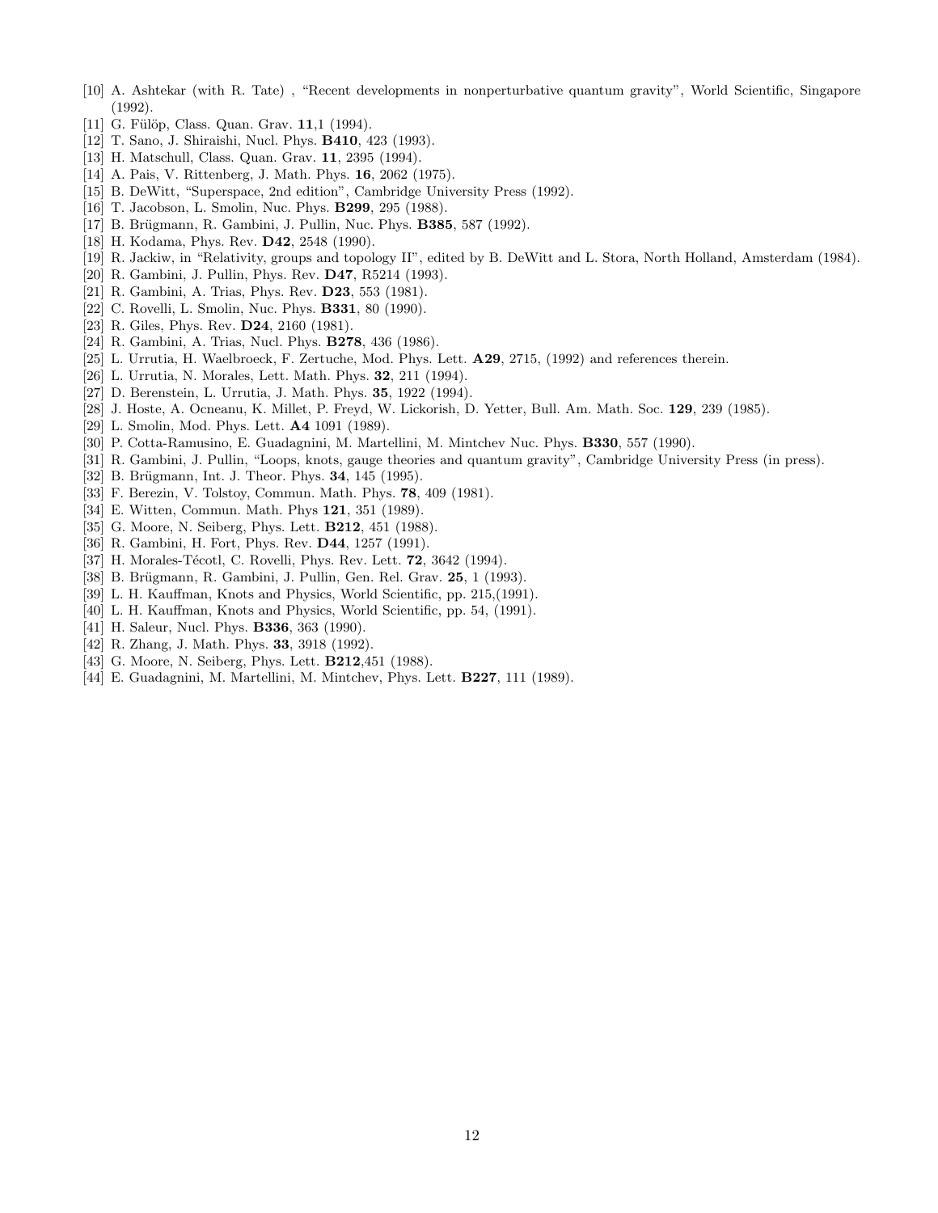[10] A. Ashtekar (with R. Tate) , "Recent developments in nonperturbative quantum gravity", World Scientific, Singapore (1992).
[11] G. Fülöp, Class. Quan. Grav. **11**,1 (1994).
[12] T. Sano, J. Shiraishi, Nucl. Phys. **B410**, 423 (1993).
[13] H. Matschull, Class. Quan. Grav. **11**, 2395 (1994).
[14] A. Pais, V. Rittenberg, J. Math. Phys. **16**, 2062 (1975).
[15] B. DeWitt, "Superspace, 2nd edition", Cambridge University Press (1992).
[16] T. Jacobson, L. Smolin, Nuc. Phys. **B299**, 295 (1988).
[17] B. Brügmann, R. Gambini, J. Pullin, Nuc. Phys. **B385**, 587 (1992).
[18] H. Kodama, Phys. Rev. **D42**, 2548 (1990).
[19] R. Jackiw, in "Relativity, groups and topology II", edited by B. DeWitt and L. Stora, North Holland, Amsterdam (1984).
[20] R. Gambini, J. Pullin, Phys. Rev. **D47**, R5214 (1993).
[21] R. Gambini, A. Trias, Phys. Rev. **D23**, 553 (1981).
[22] C. Rovelli, L. Smolin, Nuc. Phys. **B331**, 80 (1990).
[23] R. Giles, Phys. Rev. **D24**, 2160 (1981).
[24] R. Gambini, A. Trias, Nucl. Phys. **B278**, 436 (1986).
[25] L. Urrutia, H. Waelbroeck, F. Zertuche, Mod. Phys. Lett. **A29**, 2715, (1992) and references therein.
[26] L. Urrutia, N. Morales, Lett. Math. Phys. **32**, 211 (1994).
[27] D. Berenstein, L. Urrutia, J. Math. Phys. **35**, 1922 (1994).
[28] J. Hoste, A. Ocneanu, K. Millet, P. Freyd, W. Lickorish, D. Yetter, Bull. Am. Math. Soc. **129**, 239 (1985).
[29] L. Smolin, Mod. Phys. Lett. **A4** 1091 (1989).
[30] P. Cotta-Ramusino, E. Guadagnini, M. Martellini, M. Mintchev Nuc. Phys. **B330**, 557 (1990).
[31] R. Gambini, J. Pullin, "Loops, knots, gauge theories and quantum gravity", Cambridge University Press (in press).
[32] B. Brügmann, Int. J. Theor. Phys. **34**, 145 (1995).
[33] F. Berezin, V. Tolstoy, Commun. Math. Phys. **78**, 409 (1981).
[34] E. Witten, Commun. Math. Phys **121**, 351 (1989).
[35] G. Moore, N. Seiberg, Phys. Lett. **B212**, 451 (1988).
[36] R. Gambini, H. Fort, Phys. Rev. **D44**, 1257 (1991).
[37] H. Morales-Técotl, C. Rovelli, Phys. Rev. Lett. **72**, 3642 (1994).
[38] B. Brügmann, R. Gambini, J. Pullin, Gen. Rel. Grav. **25**, 1 (1993).
[39] L. H. Kauffman, Knots and Physics, World Scientific, pp. 215,(1991).
[40] L. H. Kauffman, Knots and Physics, World Scientific, pp. 54, (1991).
[41] H. Saleur, Nucl. Phys. **B336**, 363 (1990).
[42] R. Zhang, J. Math. Phys. **33**, 3918 (1992).
[43] G. Moore, N. Seiberg, Phys. Lett. **B212**,451 (1988).
[44] E. Guadagnini, M. Martellini, M. Mintchev, Phys. Lett. **B227**, 111 (1989).